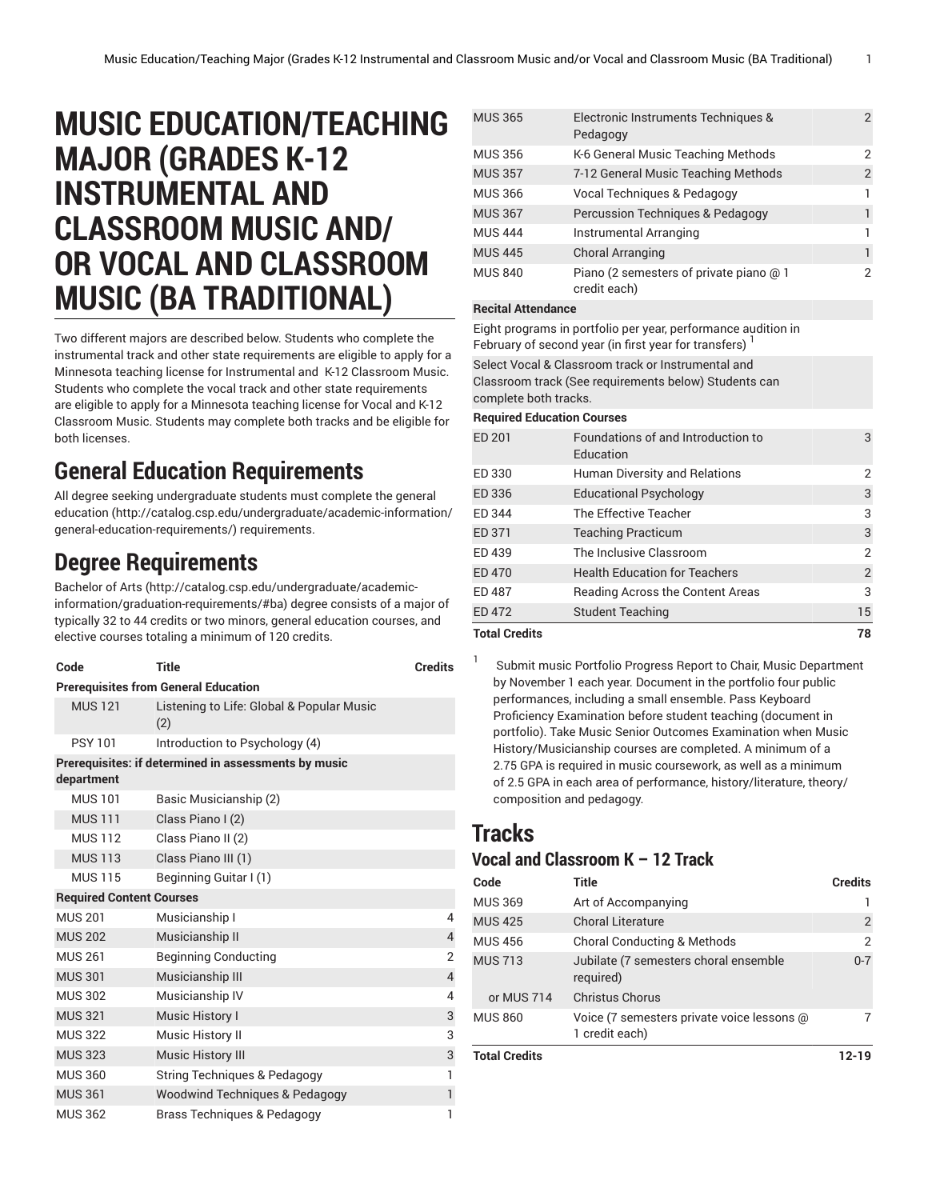# MUSIC EDUCATION/TEACHING MAJOR (GRADES K-12 INSTRUMENTAL AND CLASSROOM MUSIC AND/ OR VOCAL AND CLASSROOM MUSIC (BA TRADITIONAL)

Two different majors are described below. Students who complete the instrumental track and other state requirements are eligible to apply for a Minnesota teaching license for Instrumental and K-12 Classroom Music. Students who complete the vocal track and other state requirements are eligible to apply for a Minnesota teaching license for Vocal and K-12 Classroom Music. Students may complete both tracks and be eligible for both licenses.

## General Education Requirements

All degree seeking undergraduate students must complete the general education (http://catalog.csp.edu/undergraduate/academic-information/general-education-requirements/) requirements.

## Degree Requirements

Bachelor of Arts (http://catalog.csp.edu/undergraduate/academic-information/graduation-requirements/#ba) degree consists of a major of typically 32 to 44 credits or two minors, general education courses, and elective courses totaling a minimum of 120 credits.

| Code | Title | Credits |
|---|---|---|
| **Prerequisites from General Education** | | |
| MUS 121 | Listening to Life: Global & Popular Music (2) | |
| PSY 101 | Introduction to Psychology (4) | |
| **Prerequisites: if determined in assessments by music department** | | |
| MUS 101 | Basic Musicianship (2) | |
| MUS 111 | Class Piano I (2) | |
| MUS 112 | Class Piano II (2) | |
| MUS 113 | Class Piano III (1) | |
| MUS 115 | Beginning Guitar I (1) | |
| **Required Content Courses** | | |
| MUS 201 | Musicianship I | 4 |
| MUS 202 | Musicianship II | 4 |
| MUS 261 | Beginning Conducting | 2 |
| MUS 301 | Musicianship III | 4 |
| MUS 302 | Musicianship IV | 4 |
| MUS 321 | Music History I | 3 |
| MUS 322 | Music History II | 3 |
| MUS 323 | Music History III | 3 |
| MUS 360 | String Techniques & Pedagogy | 1 |
| MUS 361 | Woodwind Techniques & Pedagogy | 1 |
| MUS 362 | Brass Techniques & Pedagogy | 1 |
| MUS 365 | Electronic Instruments Techniques & Pedagogy | 2 |
| MUS 356 | K-6 General Music Teaching Methods | 2 |
| MUS 357 | 7-12 General Music Teaching Methods | 2 |
| MUS 366 | Vocal Techniques & Pedagogy | 1 |
| MUS 367 | Percussion Techniques & Pedagogy | 1 |
| MUS 444 | Instrumental Arranging | 1 |
| MUS 445 | Choral Arranging | 1 |
| MUS 840 | Piano (2 semesters of private piano @ 1 credit each) | 2 |
| **Recital Attendance** | | |
| Eight programs in portfolio per year, performance audition in February of second year (in first year for transfers) [1] | | |
| Select Vocal & Classroom track or Instrumental and Classroom track (See requirements below) Students can complete both tracks. | | |
| **Required Education Courses** | | |
| ED 201 | Foundations of and Introduction to Education | 3 |
| ED 330 | Human Diversity and Relations | 2 |
| ED 336 | Educational Psychology | 3 |
| ED 344 | The Effective Teacher | 3 |
| ED 371 | Teaching Practicum | 3 |
| ED 439 | The Inclusive Classroom | 2 |
| ED 470 | Health Education for Teachers | 2 |
| ED 487 | Reading Across the Content Areas | 3 |
| ED 472 | Student Teaching | 15 |
| **Total Credits** | | **78** |

[1] Submit music Portfolio Progress Report to Chair, Music Department by November 1 each year. Document in the portfolio four public performances, including a small ensemble. Pass Keyboard Proficiency Examination before student teaching (document in portfolio). Take Music Senior Outcomes Examination when Music History/Musicianship courses are completed. A minimum of a 2.75 GPA is required in music coursework, as well as a minimum of 2.5 GPA in each area of performance, history/literature, theory/composition and pedagogy.

## Tracks

### Vocal and Classroom K – 12 Track

| Code | Title | Credits |
|---|---|---|
| MUS 369 | Art of Accompanying | 1 |
| MUS 425 | Choral Literature | 2 |
| MUS 456 | Choral Conducting & Methods | 2 |
| MUS 713 | Jubilate (7 semesters choral ensemble required) | 0-7 |
| or MUS 714 | Christus Chorus | |
| MUS 860 | Voice (7 semesters private voice lessons @ 1 credit each) | 7 |
| **Total Credits** | | **12-19** |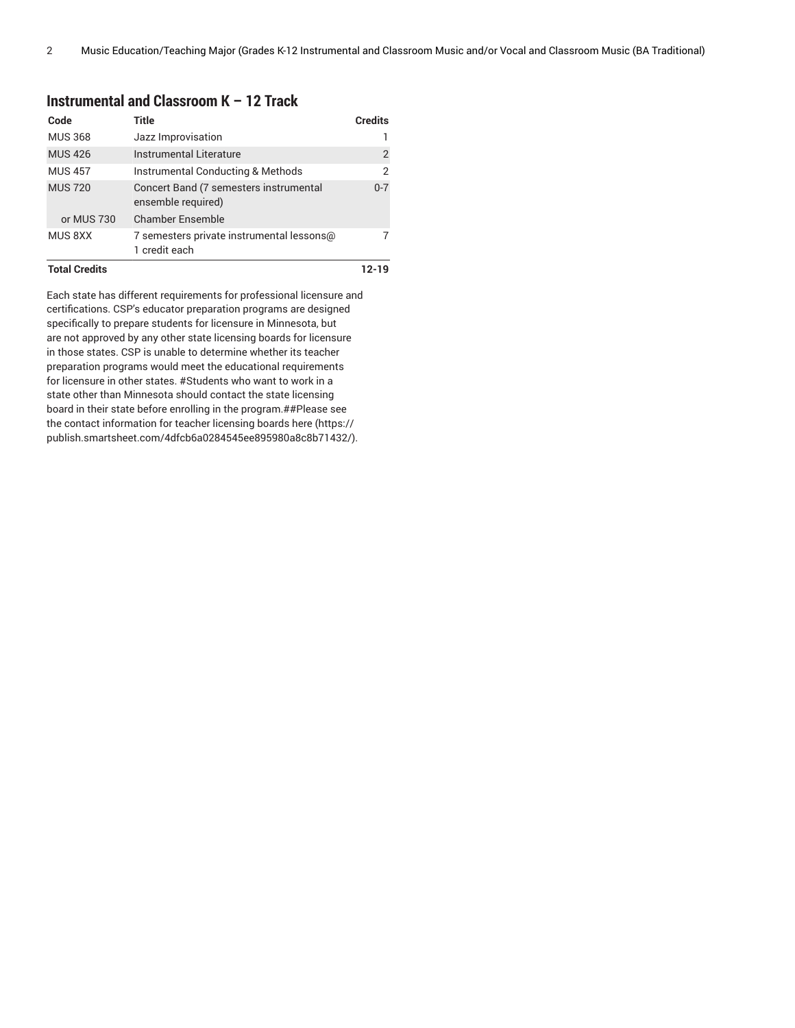## Instrumental and Classroom K – 12 Track

| Code | Title | Credits |
|---|---|---|
| MUS 368 | Jazz Improvisation | 1 |
| MUS 426 | Instrumental Literature | 2 |
| MUS 457 | Instrumental Conducting & Methods | 2 |
| MUS 720 | Concert Band (7 semesters instrumental ensemble required) | 0-7 |
| or MUS 730 | Chamber Ensemble | |
| MUS 8XX | 7 semesters private instrumental lessons@ 1 credit each | 7 |
| **Total Credits** | | **12-19** |

Each state has different requirements for professional licensure and certifications. CSP's educator preparation programs are designed specifically to prepare students for licensure in Minnesota, but are not approved by any other state licensing boards for licensure in those states. CSP is unable to determine whether its teacher preparation programs would meet the educational requirements for licensure in other states. #Students who want to work in a state other than Minnesota should contact the state licensing board in their state before enrolling in the program.##Please see the contact information for teacher licensing boards here (https://publish.smartsheet.com/4dfcb6a0284545ee895980a8c8b71432/).